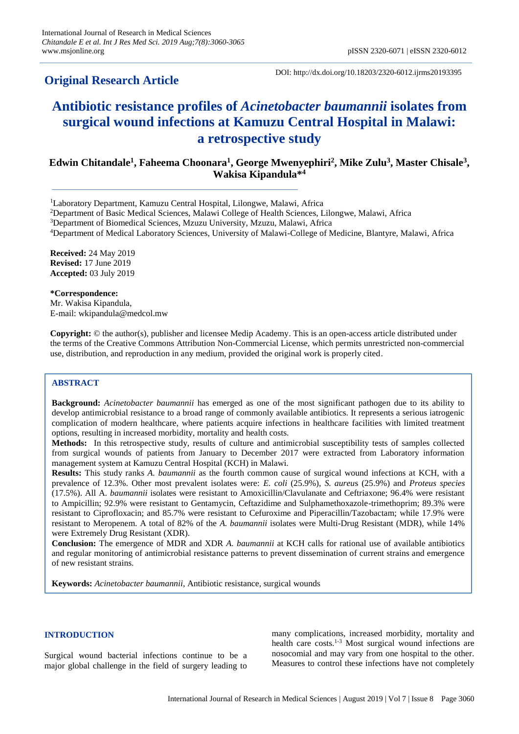**Original Research Article**

DOI: http://dx.doi.org/10.18203/2320-6012.ijrms20193395

# Antibiotic resistance profiles of *Acinetobacter baumannii* isolates from surgical wound infections at Kamuzu Central Hospital in Malawi: a retrospective study

**Edwin Chitandale[1], Faheema Choonara[1], George Mwenyephiri[2], Mike Zulu[3], Master Chisale[3], Wakisa Kipandula*[4]**

[1]Laboratory Department, Kamuzu Central Hospital, Lilongwe, Malawi, Africa
[2]Department of Basic Medical Sciences, Malawi College of Health Sciences, Lilongwe, Malawi, Africa
[3]Department of Biomedical Sciences, Mzuzu University, Mzuzu, Malawi, Africa
[4]Department of Medical Laboratory Sciences, University of Malawi-College of Medicine, Blantyre, Malawi, Africa

**Received:** 24 May 2019
**Revised:** 17 June 2019
**Accepted:** 03 July 2019

**\*Correspondence:**
Mr. Wakisa Kipandula,
E-mail: wkipandula@medcol.mw

**Copyright:** © the author(s), publisher and licensee Medip Academy. This is an open-access article distributed under the terms of the Creative Commons Attribution Non-Commercial License, which permits unrestricted non-commercial use, distribution, and reproduction in any medium, provided the original work is properly cited.

## ABSTRACT

**Background:** *Acinetobacter baumannii* has emerged as one of the most significant pathogen due to its ability to develop antimicrobial resistance to a broad range of commonly available antibiotics. It represents a serious iatrogenic complication of modern healthcare, where patients acquire infections in healthcare facilities with limited treatment options, resulting in increased morbidity, mortality and health costs.

**Methods:** In this retrospective study, results of culture and antimicrobial susceptibility tests of samples collected from surgical wounds of patients from January to December 2017 were extracted from Laboratory information management system at Kamuzu Central Hospital (KCH) in Malawi.

**Results:** This study ranks *A. baumannii* as the fourth common cause of surgical wound infections at KCH, with a prevalence of 12.3%. Other most prevalent isolates were: *E. coli* (25.9%), *S. aureus* (25.9%) and *Proteus species* (17.5%). All A. *baumannii* isolates were resistant to Amoxicillin/Clavulanate and Ceftriaxone; 96.4% were resistant to Ampicillin; 92.9% were resistant to Gentamycin, Ceftazidime and Sulphamethoxazole-trimethoprim; 89.3% were resistant to Ciprofloxacin; and 85.7% were resistant to Cefuroxime and Piperacillin/Tazobactam; while 17.9% were resistant to Meropenem. A total of 82% of the *A. baumannii* isolates were Multi-Drug Resistant (MDR), while 14% were Extremely Drug Resistant (XDR).

**Conclusion:** The emergence of MDR and XDR *A. baumannii* at KCH calls for rational use of available antibiotics and regular monitoring of antimicrobial resistance patterns to prevent dissemination of current strains and emergence of new resistant strains.

**Keywords:** *Acinetobacter baumannii*, Antibiotic resistance, surgical wounds

## INTRODUCTION

Surgical wound bacterial infections continue to be a major global challenge in the field of surgery leading to many complications, increased morbidity, mortality and health care costs.[1-3] Most surgical wound infections are nosocomial and may vary from one hospital to the other. Measures to control these infections have not completely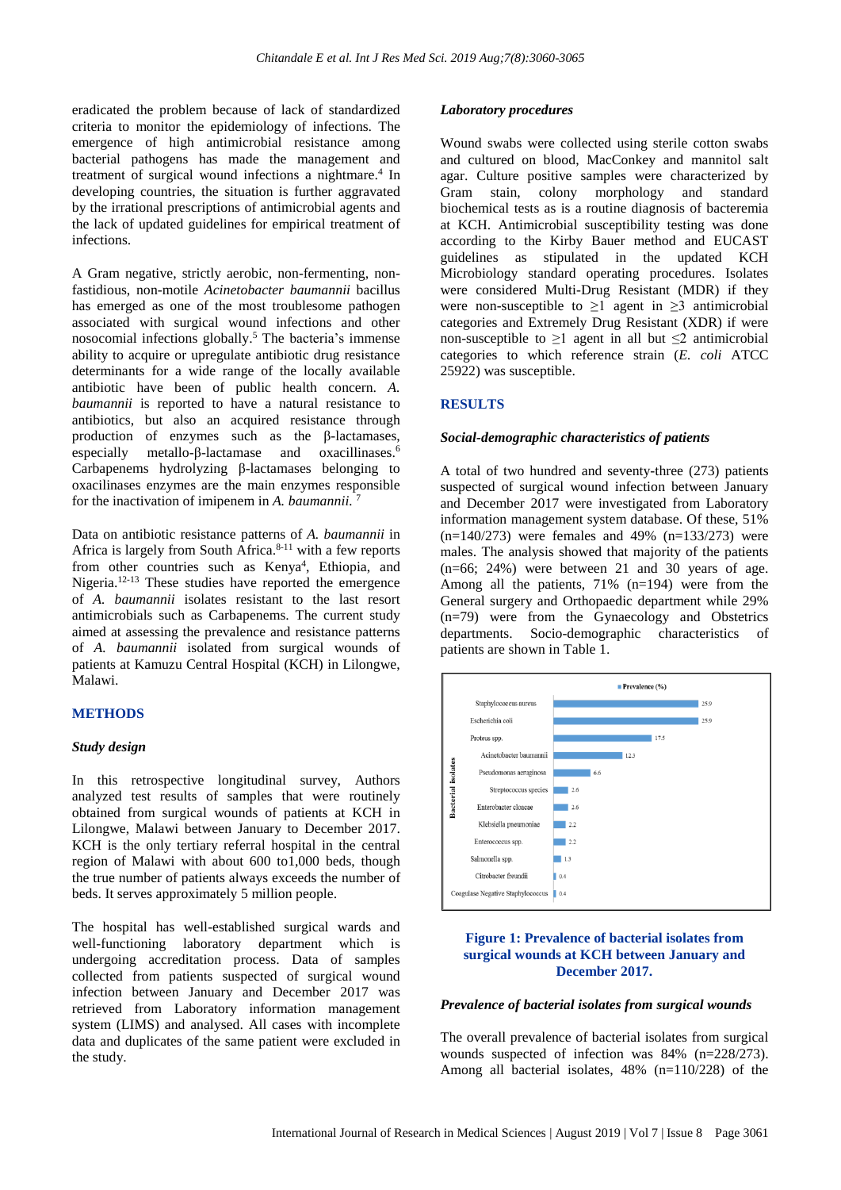eradicated the problem because of lack of standardized criteria to monitor the epidemiology of infections. The emergence of high antimicrobial resistance among bacterial pathogens has made the management and treatment of surgical wound infections a nightmare.[4] In developing countries, the situation is further aggravated by the irrational prescriptions of antimicrobial agents and the lack of updated guidelines for empirical treatment of infections.

A Gram negative, strictly aerobic, non-fermenting, non-fastidious, non-motile *Acinetobacter baumannii* bacillus has emerged as one of the most troublesome pathogen associated with surgical wound infections and other nosocomial infections globally.[5] The bacteria's immense ability to acquire or upregulate antibiotic drug resistance determinants for a wide range of the locally available antibiotic have been of public health concern. *A. baumannii* is reported to have a natural resistance to antibiotics, but also an acquired resistance through production of enzymes such as the β-lactamases, especially metallo-β-lactamase and oxacillinases.[6] Carbapenems hydrolyzing β-lactamases belonging to oxacilinases enzymes are the main enzymes responsible for the inactivation of imipenem in *A. baumannii.*[7]

Data on antibiotic resistance patterns of *A. baumannii* in Africa is largely from South Africa.[8-11] with a few reports from other countries such as Kenya[4], Ethiopia, and Nigeria.[12-13] These studies have reported the emergence of *A. baumannii* isolates resistant to the last resort antimicrobials such as Carbapenems. The current study aimed at assessing the prevalence and resistance patterns of *A. baumannii* isolated from surgical wounds of patients at Kamuzu Central Hospital (KCH) in Lilongwe, Malawi.

## METHODS

### Study design

In this retrospective longitudinal survey, Authors analyzed test results of samples that were routinely obtained from surgical wounds of patients at KCH in Lilongwe, Malawi between January to December 2017. KCH is the only tertiary referral hospital in the central region of Malawi with about 600 to1,000 beds, though the true number of patients always exceeds the number of beds. It serves approximately 5 million people.

The hospital has well-established surgical wards and well-functioning laboratory department which is undergoing accreditation process. Data of samples collected from patients suspected of surgical wound infection between January and December 2017 was retrieved from Laboratory information management system (LIMS) and analysed. All cases with incomplete data and duplicates of the same patient were excluded in the study.

### Laboratory procedures

Wound swabs were collected using sterile cotton swabs and cultured on blood, MacConkey and mannitol salt agar. Culture positive samples were characterized by Gram stain, colony morphology and standard biochemical tests as is a routine diagnosis of bacteremia at KCH. Antimicrobial susceptibility testing was done according to the Kirby Bauer method and EUCAST guidelines as stipulated in the updated KCH Microbiology standard operating procedures. Isolates were considered Multi-Drug Resistant (MDR) if they were non-susceptible to ≥1 agent in ≥3 antimicrobial categories and Extremely Drug Resistant (XDR) if were non-susceptible to ≥1 agent in all but ≤2 antimicrobial categories to which reference strain (*E. coli* ATCC 25922) was susceptible.

## RESULTS

### Social-demographic characteristics of patients

A total of two hundred and seventy-three (273) patients suspected of surgical wound infection between January and December 2017 were investigated from Laboratory information management system database. Of these, 51% (n=140/273) were females and 49% (n=133/273) were males. The analysis showed that majority of the patients (n=66; 24%) were between 21 and 30 years of age. Among all the patients, 71% (n=194) were from the General surgery and Orthopaedic department while 29% (n=79) were from the Gynaecology and Obstetrics departments. Socio-demographic characteristics of patients are shown in Table 1.

| Bacterial isolates | Prevalence (%) |
|---|---|
| Staphylococcus aureus | 25.9 |
| Escherichia coli | 25.9 |
| Proteus spp. | 17.5 |
| Acinetobacter baumannii | 12.3 |
| Pseudomonas aeruginosa | 6.6 |
| Streptococcus species | 2.6 |
| Enterobacter cloacae | 2.6 |
| Klebsiella pneumoniae | 2.2 |
| Enterococcus spp. | 2.2 |
| Salmonella spp. | 1.3 |
| Citrobacter freundii | 0.4 |
| Coagulase Negative Staphylococcus | 0.4 |

**Figure 1: Prevalence of bacterial isolates from surgical wounds at KCH between January and December 2017.**

### Prevalence of bacterial isolates from surgical wounds

The overall prevalence of bacterial isolates from surgical wounds suspected of infection was 84% (n=228/273). Among all bacterial isolates, 48% (n=110/228) of the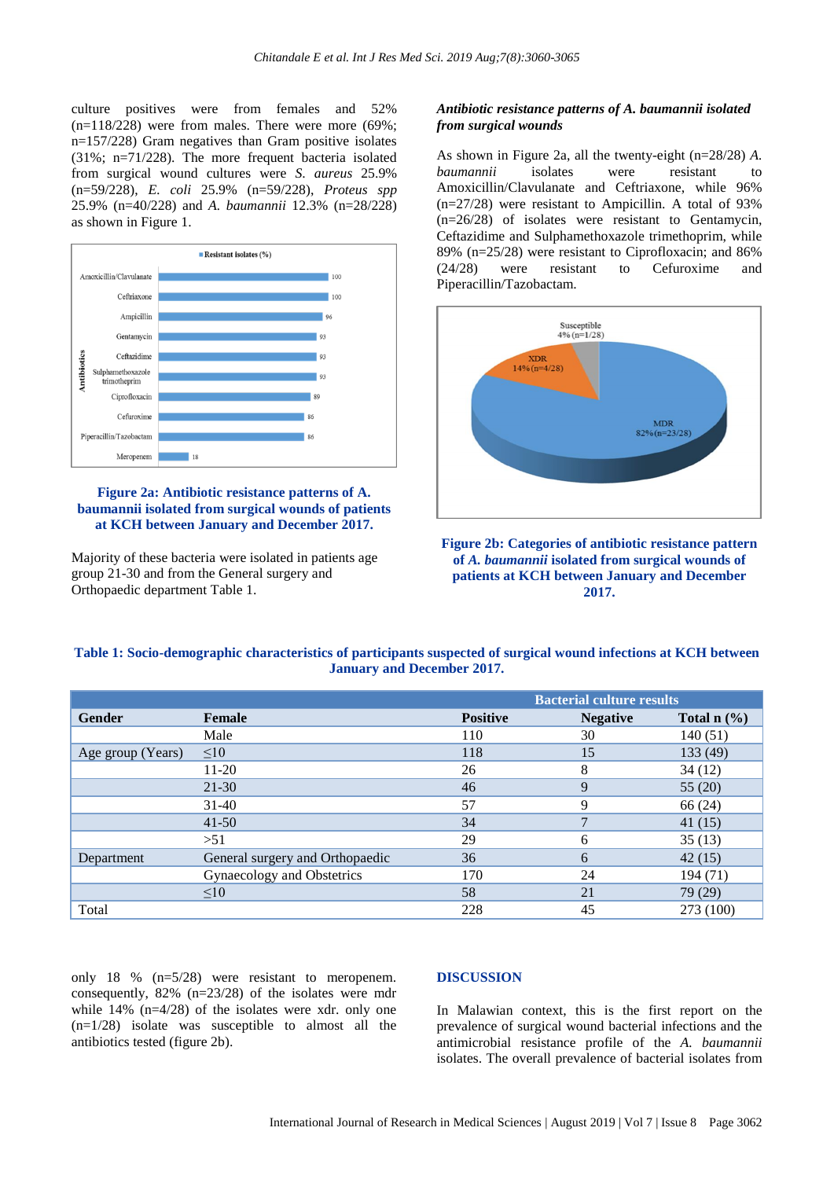culture positives were from females and 52% (n=118/228) were from males. There were more (69%; n=157/228) Gram negatives than Gram positive isolates (31%; n=71/228). The more frequent bacteria isolated from surgical wound cultures were *S. aureus* 25.9% (n=59/228), *E. coli* 25.9% (n=59/228), *Proteus spp* 25.9% (n=40/228) and *A. baumannii* 12.3% (n=28/228) as shown in Figure 1.

**Figure 2a: Antibiotic resistance patterns of A. baumannii isolated from surgical wounds of patients at KCH between January and December 2017.**

Majority of these bacteria were isolated in patients age group 21-30 and from the General surgery and Orthopaedic department Table 1.

### *Antibiotic resistance patterns of A. baumannii isolated from surgical wounds*

As shown in Figure 2a, all the twenty-eight (n=28/28) *A. baumannii* isolates were resistant to Amoxicillin/Clavulanate and Ceftriaxone, while 96% (n=27/28) were resistant to Ampicillin. A total of 93% (n=26/28) of isolates were resistant to Gentamycin, Ceftazidime and Sulphamethoxazole trimethoprim, while 89% (n=25/28) were resistant to Ciprofloxacin; and 86% (24/28) were resistant to Cefuroxime and Piperacillin/Tazobactam.

**Figure 2b: Categories of antibiotic resistance pattern of *A. baumannii* isolated from surgical wounds of patients at KCH between January and December 2017.**

**Table 1: Socio-demographic characteristics of participants suspected of surgical wound infections at KCH between January and December 2017.**

| | | Bacterial culture results | | |
|---|---|---|---|---|
| **Gender** | **Female** | **Positive** | **Negative** | **Total n (%)** |
| | Male | 110 | 30 | 140 (51) |
| Age group (Years) | ≤10 | 118 | 15 | 133 (49) |
| | 11-20 | 26 | 8 | 34 (12) |
| | 21-30 | 46 | 9 | 55 (20) |
| | 31-40 | 57 | 9 | 66 (24) |
| | 41-50 | 34 | 7 | 41 (15) |
| | >51 | 29 | 6 | 35 (13) |
| Department | General surgery and Orthopaedic | 36 | 6 | 42 (15) |
| | Gynaecology and Obstetrics | 170 | 24 | 194 (71) |
| | ≤10 | 58 | 21 | 79 (29) |
| Total | | 228 | 45 | 273 (100) |

only 18 % (n=5/28) were resistant to meropenem. consequently, 82% (n=23/28) of the isolates were mdr while 14% (n=4/28) of the isolates were xdr. only one (n=1/28) isolate was susceptible to almost all the antibiotics tested (figure 2b).

## DISCUSSION

In Malawian context, this is the first report on the prevalence of surgical wound bacterial infections and the antimicrobial resistance profile of the *A. baumannii* isolates. The overall prevalence of bacterial isolates from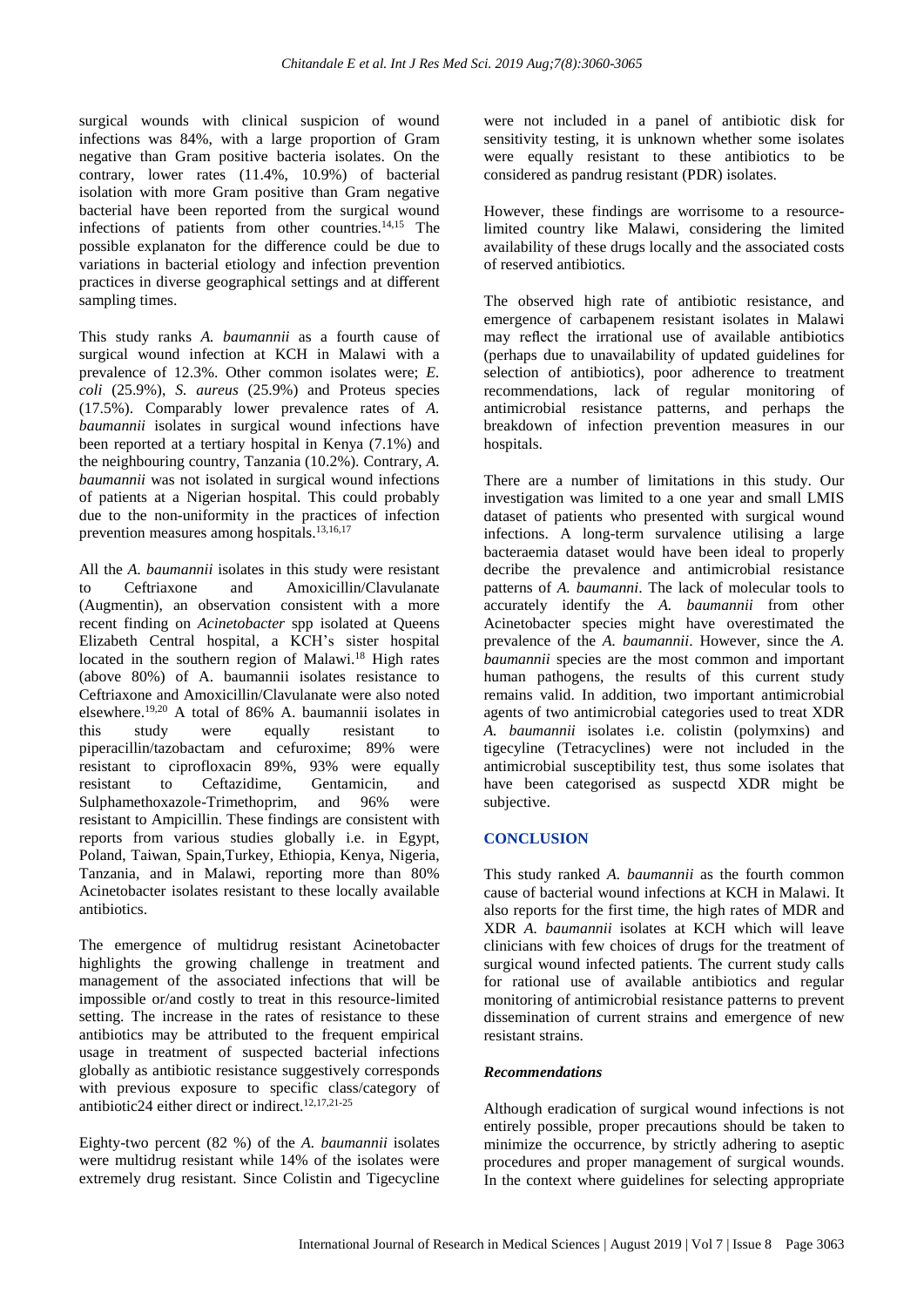surgical wounds with clinical suspicion of wound infections was 84%, with a large proportion of Gram negative than Gram positive bacteria isolates. On the contrary, lower rates (11.4%, 10.9%) of bacterial isolation with more Gram positive than Gram negative bacterial have been reported from the surgical wound infections of patients from other countries.[14,15] The possible explanaton for the difference could be due to variations in bacterial etiology and infection prevention practices in diverse geographical settings and at different sampling times.

This study ranks *A. baumannii* as a fourth cause of surgical wound infection at KCH in Malawi with a prevalence of 12.3%. Other common isolates were; *E. coli* (25.9%), *S. aureus* (25.9%) and Proteus species (17.5%). Comparably lower prevalence rates of *A. baumannii* isolates in surgical wound infections have been reported at a tertiary hospital in Kenya (7.1%) and the neighbouring country, Tanzania (10.2%). Contrary, *A. baumannii* was not isolated in surgical wound infections of patients at a Nigerian hospital. This could probably due to the non-uniformity in the practices of infection prevention measures among hospitals.[13,16,17]

All the *A. baumannii* isolates in this study were resistant to Ceftriaxone and Amoxicillin/Clavulanate (Augmentin), an observation consistent with a more recent finding on *Acinetobacter* spp isolated at Queens Elizabeth Central hospital, a KCH's sister hospital located in the southern region of Malawi.[18] High rates (above 80%) of A. baumannii isolates resistance to Ceftriaxone and Amoxicillin/Clavulanate were also noted elsewhere.[19,20] A total of 86% A. baumannii isolates in this study were equally resistant to piperacillin/tazobactam and cefuroxime; 89% were resistant to ciprofloxacin 89%, 93% were equally resistant to Ceftazidime, Gentamicin, and Sulphamethoxazole-Trimethoprim, and 96% were resistant to Ampicillin. These findings are consistent with reports from various studies globally i.e. in Egypt, Poland, Taiwan, Spain,Turkey, Ethiopia, Kenya, Nigeria, Tanzania, and in Malawi, reporting more than 80% Acinetobacter isolates resistant to these locally available antibiotics.

The emergence of multidrug resistant Acinetobacter highlights the growing challenge in treatment and management of the associated infections that will be impossible or/and costly to treat in this resource-limited setting. The increase in the rates of resistance to these antibiotics may be attributed to the frequent empirical usage in treatment of suspected bacterial infections globally as antibiotic resistance suggestively corresponds with previous exposure to specific class/category of antibiotic24 either direct or indirect.[12,17,21-25]

Eighty-two percent (82 %) of the *A. baumannii* isolates were multidrug resistant while 14% of the isolates were extremely drug resistant. Since Colistin and Tigecycline were not included in a panel of antibiotic disk for sensitivity testing, it is unknown whether some isolates were equally resistant to these antibiotics to be considered as pandrug resistant (PDR) isolates.

However, these findings are worrisome to a resource-limited country like Malawi, considering the limited availability of these drugs locally and the associated costs of reserved antibiotics.

The observed high rate of antibiotic resistance, and emergence of carbapenem resistant isolates in Malawi may reflect the irrational use of available antibiotics (perhaps due to unavailability of updated guidelines for selection of antibiotics), poor adherence to treatment recommendations, lack of regular monitoring of antimicrobial resistance patterns, and perhaps the breakdown of infection prevention measures in our hospitals.

There are a number of limitations in this study. Our investigation was limited to a one year and small LMIS dataset of patients who presented with surgical wound infections. A long-term survalence utilising a large bacteraemia dataset would have been ideal to properly decribe the prevalence and antimicrobial resistance patterns of *A. baumanni*. The lack of molecular tools to accurately identify the *A. baumannii* from other Acinetobacter species might have overestimated the prevalence of the *A. baumannii*. However, since the *A. baumannii* species are the most common and important human pathogens, the results of this current study remains valid. In addition, two important antimicrobial agents of two antimicrobial categories used to treat XDR *A. baumannii* isolates i.e. colistin (polymxins) and tigecyline (Tetracyclines) were not included in the antimicrobial susceptibility test, thus some isolates that have been categorised as suspectd XDR might be subjective.

## CONCLUSION

This study ranked *A. baumannii* as the fourth common cause of bacterial wound infections at KCH in Malawi. It also reports for the first time, the high rates of MDR and XDR *A. baumannii* isolates at KCH which will leave clinicians with few choices of drugs for the treatment of surgical wound infected patients. The current study calls for rational use of available antibiotics and regular monitoring of antimicrobial resistance patterns to prevent dissemination of current strains and emergence of new resistant strains.

### *Recommendations*

Although eradication of surgical wound infections is not entirely possible, proper precautions should be taken to minimize the occurrence, by strictly adhering to aseptic procedures and proper management of surgical wounds. In the context where guidelines for selecting appropriate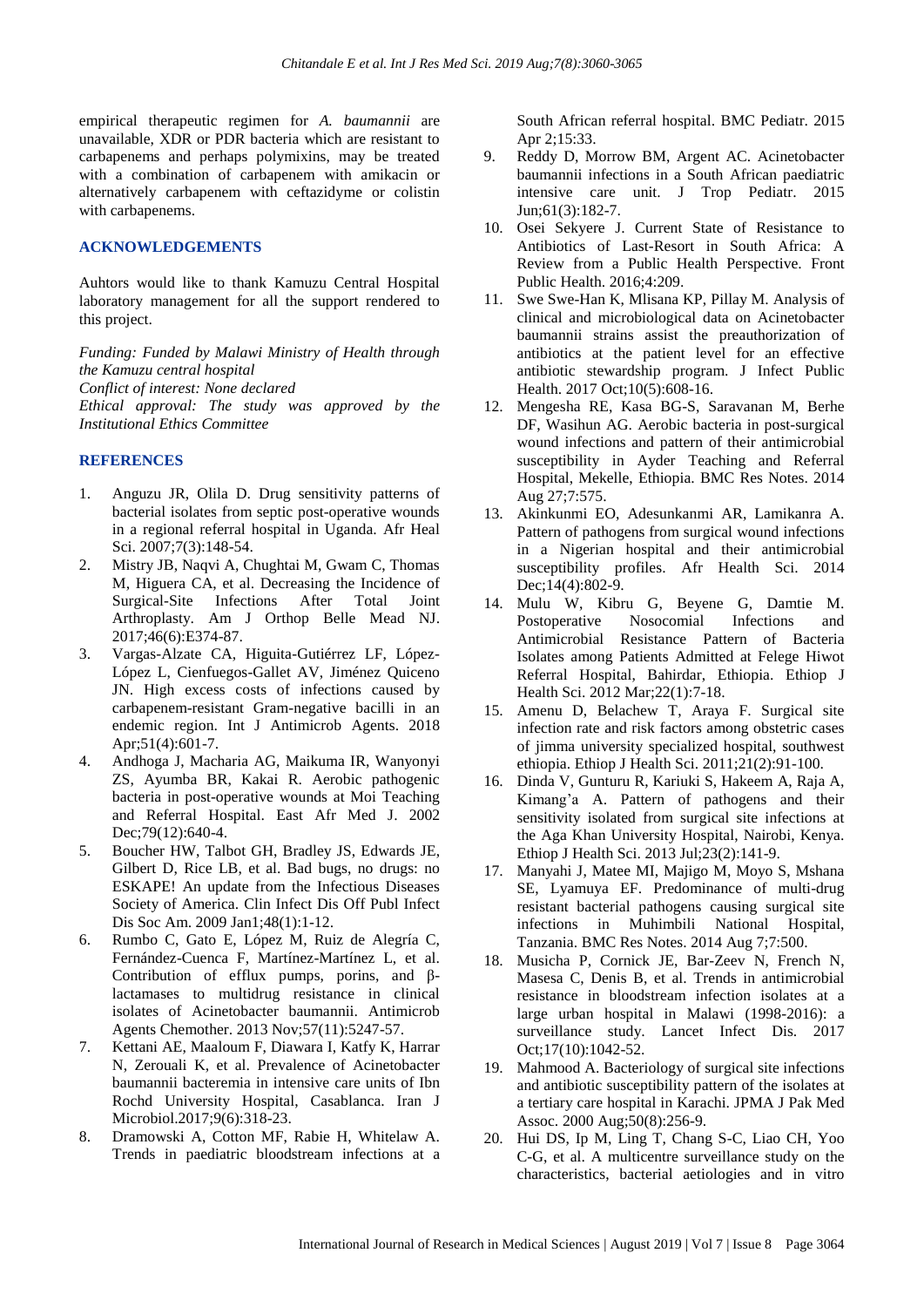empirical therapeutic regimen for *A. baumannii* are unavailable, XDR or PDR bacteria which are resistant to carbapenems and perhaps polymixins, may be treated with a combination of carbapenem with amikacin or alternatively carbapenem with ceftazidyme or colistin with carbapenems.

## ACKNOWLEDGEMENTS

Auhtors would like to thank Kamuzu Central Hospital laboratory management for all the support rendered to this project.

*Funding: Funded by Malawi Ministry of Health through the Kamuzu central hospital*
*Conflict of interest: None declared*
*Ethical approval: The study was approved by the Institutional Ethics Committee*

## REFERENCES

1. Anguzu JR, Olila D. Drug sensitivity patterns of bacterial isolates from septic post-operative wounds in a regional referral hospital in Uganda. Afr Heal Sci. 2007;7(3):148-54.
2. Mistry JB, Naqvi A, Chughtai M, Gwam C, Thomas M, Higuera CA, et al. Decreasing the Incidence of Surgical-Site Infections After Total Joint Arthroplasty. Am J Orthop Belle Mead NJ. 2017;46(6):E374-87.
3. Vargas-Alzate CA, Higuita-Gutiérrez LF, López-López L, Cienfuegos-Gallet AV, Jiménez Quiceno JN. High excess costs of infections caused by carbapenem-resistant Gram-negative bacilli in an endemic region. Int J Antimicrob Agents. 2018 Apr;51(4):601-7.
4. Andhoga J, Macharia AG, Maikuma IR, Wanyonyi ZS, Ayumba BR, Kakai R. Aerobic pathogenic bacteria in post-operative wounds at Moi Teaching and Referral Hospital. East Afr Med J. 2002 Dec;79(12):640-4.
5. Boucher HW, Talbot GH, Bradley JS, Edwards JE, Gilbert D, Rice LB, et al. Bad bugs, no drugs: no ESKAPE! An update from the Infectious Diseases Society of America. Clin Infect Dis Off Publ Infect Dis Soc Am. 2009 Jan1;48(1):1-12.
6. Rumbo C, Gato E, López M, Ruiz de Alegría C, Fernández-Cuenca F, Martínez-Martínez L, et al. Contribution of efflux pumps, porins, and β-lactamases to multidrug resistance in clinical isolates of Acinetobacter baumannii. Antimicrob Agents Chemother. 2013 Nov;57(11):5247-57.
7. Kettani AE, Maaloum F, Diawara I, Katfy K, Harrar N, Zerouali K, et al. Prevalence of Acinetobacter baumannii bacteremia in intensive care units of Ibn Rochd University Hospital, Casablanca. Iran J Microbiol.2017;9(6):318-23.
8. Dramowski A, Cotton MF, Rabie H, Whitelaw A. Trends in paediatric bloodstream infections at a South African referral hospital. BMC Pediatr. 2015 Apr 2;15:33.
9. Reddy D, Morrow BM, Argent AC. Acinetobacter baumannii infections in a South African paediatric intensive care unit. J Trop Pediatr. 2015 Jun;61(3):182-7.
10. Osei Sekyere J. Current State of Resistance to Antibiotics of Last-Resort in South Africa: A Review from a Public Health Perspective. Front Public Health. 2016;4:209.
11. Swe Swe-Han K, Mlisana KP, Pillay M. Analysis of clinical and microbiological data on Acinetobacter baumannii strains assist the preauthorization of antibiotics at the patient level for an effective antibiotic stewardship program. J Infect Public Health. 2017 Oct;10(5):608-16.
12. Mengesha RE, Kasa BG-S, Saravanan M, Berhe DF, Wasihun AG. Aerobic bacteria in post-surgical wound infections and pattern of their antimicrobial susceptibility in Ayder Teaching and Referral Hospital, Mekelle, Ethiopia. BMC Res Notes. 2014 Aug 27;7:575.
13. Akinkunmi EO, Adesunkanmi AR, Lamikanra A. Pattern of pathogens from surgical wound infections in a Nigerian hospital and their antimicrobial susceptibility profiles. Afr Health Sci. 2014 Dec;14(4):802-9.
14. Mulu W, Kibru G, Beyene G, Damtie M. Postoperative Nosocomial Infections and Antimicrobial Resistance Pattern of Bacteria Isolates among Patients Admitted at Felege Hiwot Referral Hospital, Bahirdar, Ethiopia. Ethiop J Health Sci. 2012 Mar;22(1):7-18.
15. Amenu D, Belachew T, Araya F. Surgical site infection rate and risk factors among obstetric cases of jimma university specialized hospital, southwest ethiopia. Ethiop J Health Sci. 2011;21(2):91-100.
16. Dinda V, Gunturu R, Kariuki S, Hakeem A, Raja A, Kimang'a A. Pattern of pathogens and their sensitivity isolated from surgical site infections at the Aga Khan University Hospital, Nairobi, Kenya. Ethiop J Health Sci. 2013 Jul;23(2):141-9.
17. Manyahi J, Matee MI, Majigo M, Moyo S, Mshana SE, Lyamuya EF. Predominance of multi-drug resistant bacterial pathogens causing surgical site infections in Muhimbili National Hospital, Tanzania. BMC Res Notes. 2014 Aug 7;7:500.
18. Musicha P, Cornick JE, Bar-Zeev N, French N, Masesa C, Denis B, et al. Trends in antimicrobial resistance in bloodstream infection isolates at a large urban hospital in Malawi (1998-2016): a surveillance study. Lancet Infect Dis. 2017 Oct;17(10):1042-52.
19. Mahmood A. Bacteriology of surgical site infections and antibiotic susceptibility pattern of the isolates at a tertiary care hospital in Karachi. JPMA J Pak Med Assoc. 2000 Aug;50(8):256-9.
20. Hui DS, Ip M, Ling T, Chang S-C, Liao CH, Yoo C-G, et al. A multicentre surveillance study on the characteristics, bacterial aetiologies and in vitro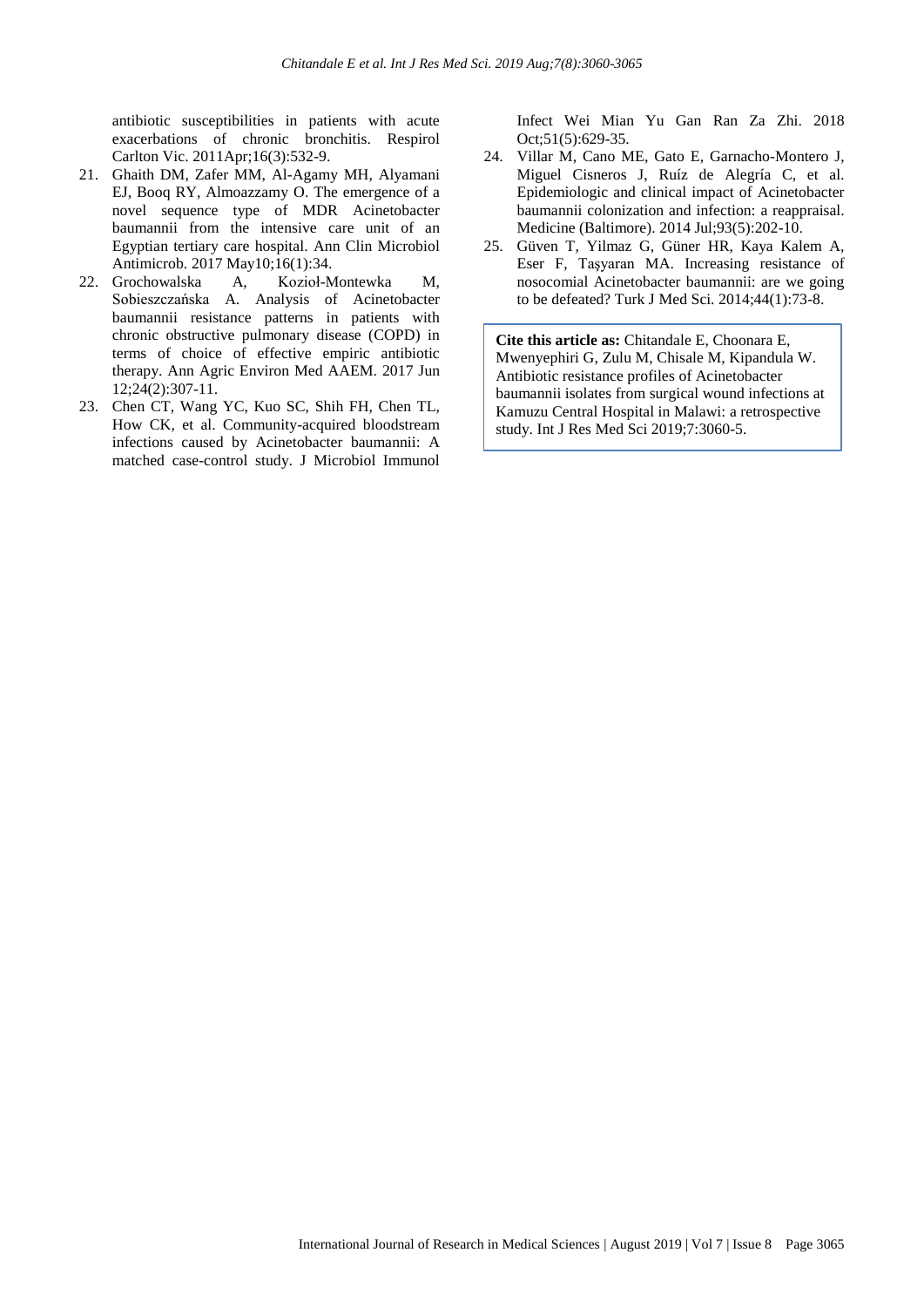antibiotic susceptibilities in patients with acute exacerbations of chronic bronchitis. Respirol Carlton Vic. 2011Apr;16(3):532-9.

21. Ghaith DM, Zafer MM, Al-Agamy MH, Alyamani EJ, Booq RY, Almoazzamy O. The emergence of a novel sequence type of MDR Acinetobacter baumannii from the intensive care unit of an Egyptian tertiary care hospital. Ann Clin Microbiol Antimicrob. 2017 May10;16(1):34.
22. Grochowalska A, Kozioł-Montewka M, Sobieszczańska A. Analysis of Acinetobacter baumannii resistance patterns in patients with chronic obstructive pulmonary disease (COPD) in terms of choice of effective empiric antibiotic therapy. Ann Agric Environ Med AAEM. 2017 Jun 12;24(2):307-11.
23. Chen CT, Wang YC, Kuo SC, Shih FH, Chen TL, How CK, et al. Community-acquired bloodstream infections caused by Acinetobacter baumannii: A matched case-control study. J Microbiol Immunol Infect Wei Mian Yu Gan Ran Za Zhi. 2018 Oct;51(5):629-35.
24. Villar M, Cano ME, Gato E, Garnacho-Montero J, Miguel Cisneros J, Ruíz de Alegría C, et al. Epidemiologic and clinical impact of Acinetobacter baumannii colonization and infection: a reappraisal. Medicine (Baltimore). 2014 Jul;93(5):202-10.
25. Güven T, Yilmaz G, Güner HR, Kaya Kalem A, Eser F, Taşyaran MA. Increasing resistance of nosocomial Acinetobacter baumannii: are we going to be defeated? Turk J Med Sci. 2014;44(1):73-8.

**Cite this article as:** Chitandale E, Choonara E, Mwenyephiri G, Zulu M, Chisale M, Kipandula W. Antibiotic resistance profiles of Acinetobacter baumannii isolates from surgical wound infections at Kamuzu Central Hospital in Malawi: a retrospective study. Int J Res Med Sci 2019;7:3060-5.